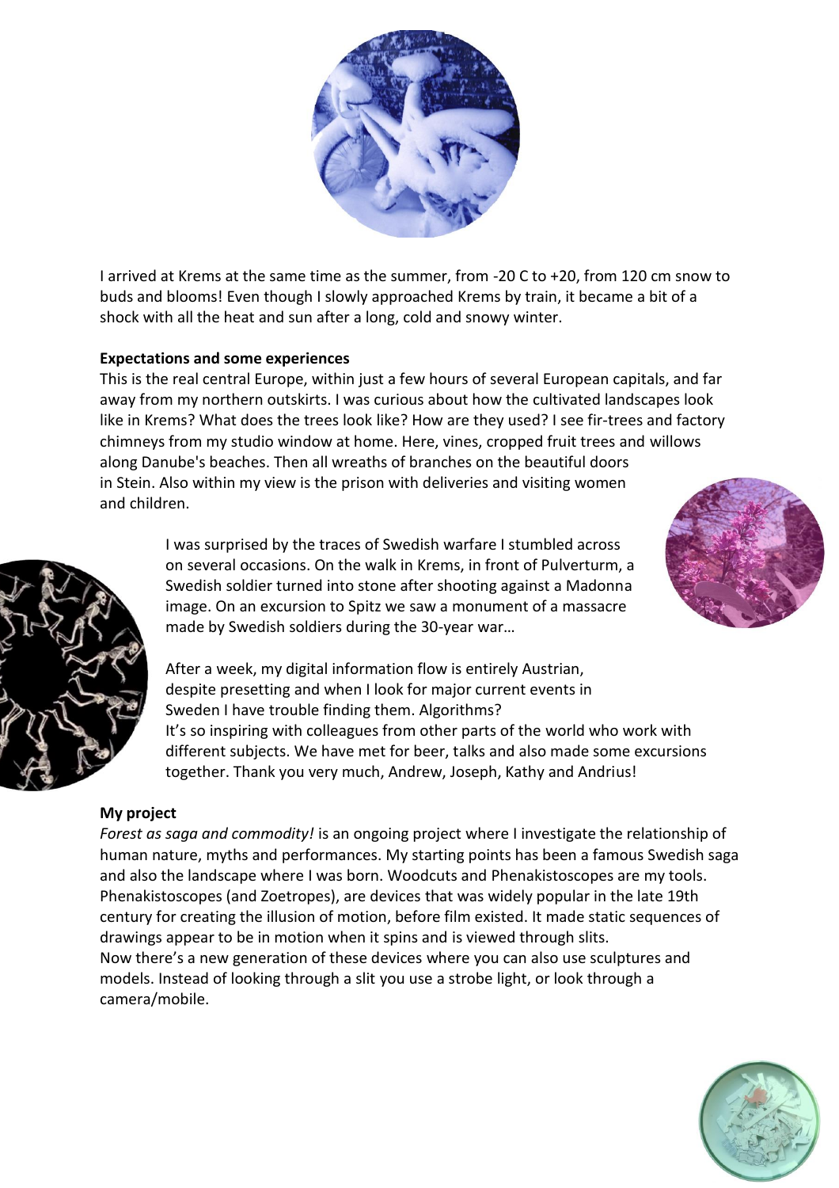I arrived at Krems at the same time as the summer, from -20 C to +20, from 120 cm snow to buds and blooms! Even though I slowly approached Krems by train, it became a bit of a shock with all the heat and sun after a long, cold and snowy winter.

**Expectations and some experiences**

This is the real central Europe, within just a few hours of several European capitals, and far away from my northern outskirts. I was curious about how the cultivated landscapes look like in Krems? What does the trees look like? How are they used? I see fir-trees and factory chimneys from my studio window at home. Here, vines, cropped fruit trees and willows along Danube's beaches. Then all wreaths of branches on the beautiful doors in Stein. Also within my view is the prison with deliveries and visiting women and children.

I was surprised by the traces of Swedish warfare I stumbled across on several occasions. On the walk in Krems, in front of Pulverturm, a Swedish soldier turned into stone after shooting against a Madonna image. On an excursion to Spitz we saw a monument of a massacre made by Swedish soldiers during the 30-year war…

After a week, my digital information flow is entirely Austrian, despite presetting and when I look for major current events in Sweden I have trouble finding them. Algorithms?
It's so inspiring with colleagues from other parts of the world who work with different subjects. We have met for beer, talks and also made some excursions together. Thank you very much, Andrew, Joseph, Kathy and Andrius!

**My project**

*Forest as saga and commodity!* is an ongoing project where I investigate the relationship of human nature, myths and performances. My starting points has been a famous Swedish saga and also the landscape where I was born. Woodcuts and Phenakistoscopes are my tools. Phenakistoscopes (and Zoetropes), are devices that was widely popular in the late 19th century for creating the illusion of motion, before film existed. It made static sequences of drawings appear to be in motion when it spins and is viewed through slits.
Now there's a new generation of these devices where you can also use sculptures and models. Instead of looking through a slit you use a strobe light, or look through a camera/mobile.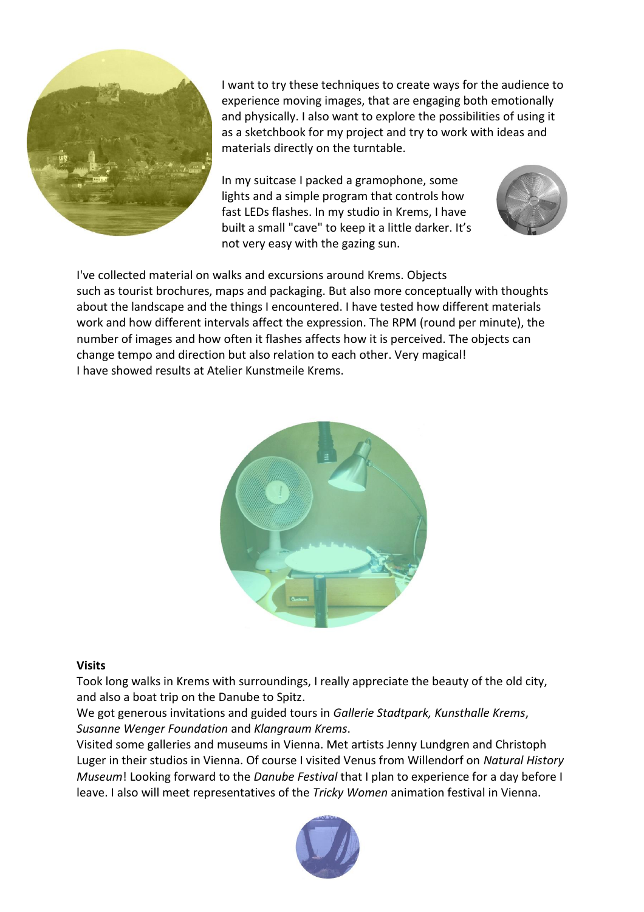I want to try these techniques to create ways for the audience to experience moving images, that are engaging both emotionally and physically. I also want to explore the possibilities of using it as a sketchbook for my project and try to work with ideas and materials directly on the turntable.

In my suitcase I packed a gramophone, some lights and a simple program that controls how fast LEDs flashes. In my studio in Krems, I have built a small "cave" to keep it a little darker. It's not very easy with the gazing sun.

I've collected material on walks and excursions around Krems. Objects such as tourist brochures, maps and packaging. But also more conceptually with thoughts about the landscape and the things I encountered. I have tested how different materials work and how different intervals affect the expression. The RPM (round per minute), the number of images and how often it flashes affects how it is perceived. The objects can change tempo and direction but also relation to each other. Very magical!
I have showed results at Atelier Kunstmeile Krems.

**Visits**
Took long walks in Krems with surroundings, I really appreciate the beauty of the old city, and also a boat trip on the Danube to Spitz.
We got generous invitations and guided tours in *Gallerie Stadtpark, Kunsthalle Krems*, *Susanne Wenger Foundation* and *Klangraum Krems*.
Visited some galleries and museums in Vienna. Met artists Jenny Lundgren and Christoph Luger in their studios in Vienna. Of course I visited Venus from Willendorf on *Natural History Museum*! Looking forward to the *Danube Festival* that I plan to experience for a day before I leave. I also will meet representatives of the *Tricky Women* animation festival in Vienna.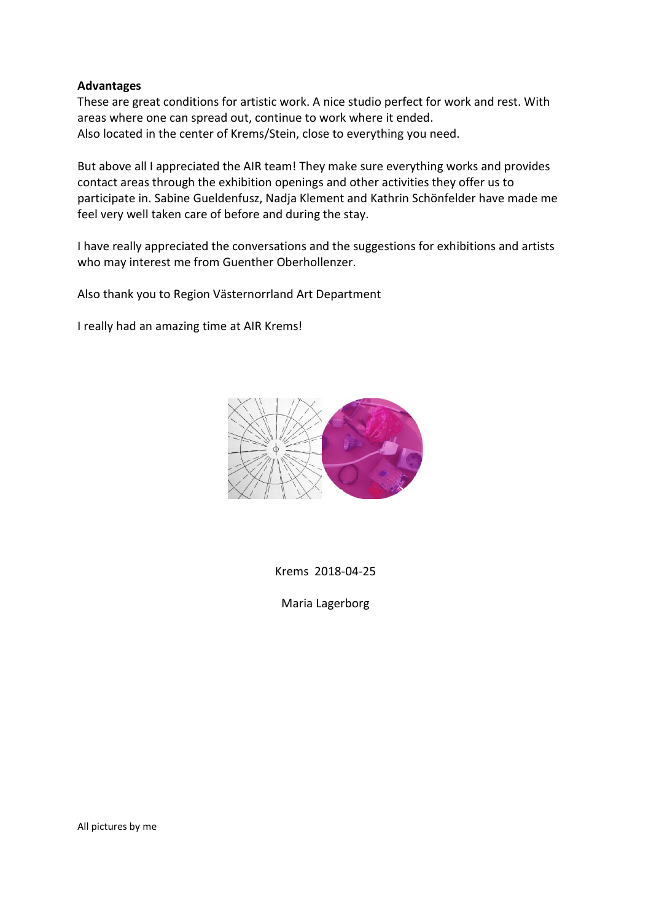**Advantages**

These are great conditions for artistic work. A nice studio perfect for work and rest. With areas where one can spread out, continue to work where it ended.
Also located in the center of Krems/Stein, close to everything you need.

But above all I appreciated the AIR team! They make sure everything works and provides contact areas through the exhibition openings and other activities they offer us to participate in. Sabine Gueldenfusz, Nadja Klement and Kathrin Schönfelder have made me feel very well taken care of before and during the stay.

I have really appreciated the conversations and the suggestions for exhibitions and artists who may interest me from Guenther Oberhollenzer.

Also thank you to Region Västernorrland Art Department

I really had an amazing time at AIR Krems!

Krems 2018-04-25

Maria Lagerborg

All pictures by me